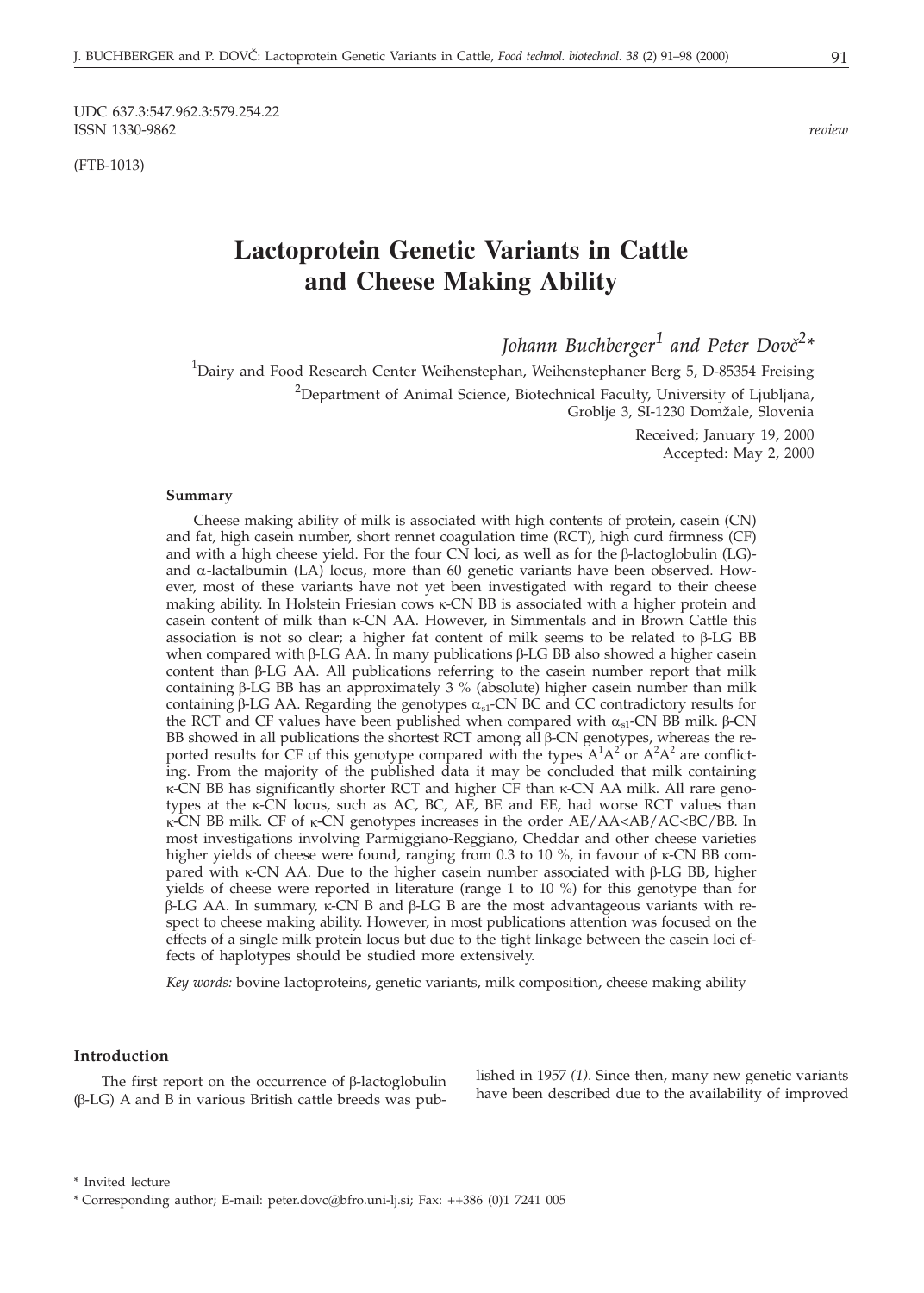UDC 637.3:547.962.3:579.254.22
ISSN 1330-9862

*review*

(FTB-1013)

# Lactoprotein Genetic Variants in Cattle and Cheese Making Ability

*Johann Buchberger[1] and Peter Dovč[2]\**

[1]Dairy and Food Research Center Weihenstephan, Weihenstephaner Berg 5, D-85354 Freising

[2]Department of Animal Science, Biotechnical Faculty, University of Ljubljana, Groblje 3, SI-1230 Domžale, Slovenia

Received; January 19, 2000
Accepted: May 2, 2000

#### Summary

Cheese making ability of milk is associated with high contents of protein, casein (CN) and fat, high casein number, short rennet coagulation time (RCT), high curd firmness (CF) and with a high cheese yield. For the four CN loci, as well as for the β-lactoglobulin (LG)- and α-lactalbumin (LA) locus, more than 60 genetic variants have been observed. However, most of these variants have not yet been investigated with regard to their cheese making ability. In Holstein Friesian cows κ-CN BB is associated with a higher protein and casein content of milk than κ-CN AA. However, in Simmentals and in Brown Cattle this association is not so clear; a higher fat content of milk seems to be related to β-LG BB when compared with β-LG AA. In many publications β-LG BB also showed a higher casein content than β-LG AA. All publications referring to the casein number report that milk containing β-LG BB has an approximately 3 % (absolute) higher casein number than milk containing β-LG AA. Regarding the genotypes $\alpha_{s1}$-CN BC and CC contradictory results for the RCT and CF values have been published when compared with $\alpha_{s1}$-CN BB milk. β-CN BB showed in all publications the shortest RCT among all β-CN genotypes, whereas the reported results for CF of this genotype compared with the types $A^1A^2$ or $A^2A^2$ are conflicting. From the majority of the published data it may be concluded that milk containing κ-CN BB has significantly shorter RCT and higher CF than κ-CN AA milk. All rare genotypes at the κ-CN locus, such as AC, BC, AE, BE and EE, had worse RCT values than κ-CN BB milk. CF of κ-CN genotypes increases in the order AE/AA<AB/AC<BC/BB. In most investigations involving Parmiggiano-Reggiano, Cheddar and other cheese varieties higher yields of cheese were found, ranging from 0.3 to 10 %, in favour of κ-CN BB compared with κ-CN AA. Due to the higher casein number associated with β-LG BB, higher yields of cheese were reported in literature (range 1 to 10 %) for this genotype than for β-LG AA. In summary, κ-CN B and β-LG B are the most advantageous variants with respect to cheese making ability. However, in most publications attention was focused on the effects of a single milk protein locus but due to the tight linkage between the casein loci effects of haplotypes should be studied more extensively.

*Key words:* bovine lactoproteins, genetic variants, milk composition, cheese making ability

#### Introduction

The first report on the occurrence of β-lactoglobulin (β-LG) A and B in various British cattle breeds was published in 1957 *(1)*. Since then, many new genetic variants have been described due to the availability of improved

---

\* Invited lecture

\* Corresponding author; E-mail: peter.dovc@bfro.uni-lj.si; Fax: ++386 (0)1 7241 005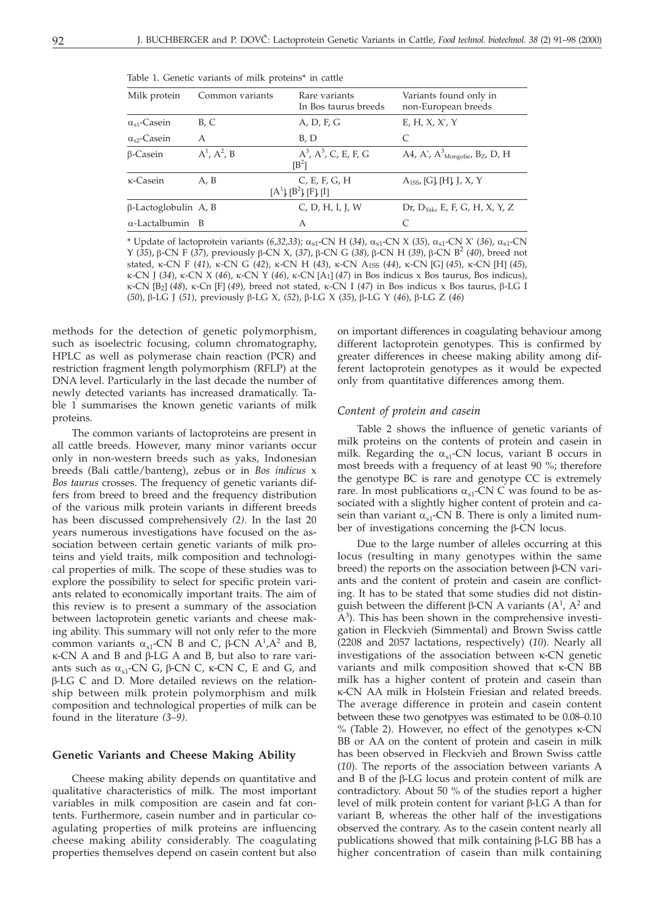Table 1. Genetic variants of milk proteins* in cattle

| Milk protein | Common variants | Rare variants In Bos taurus breeds | Variants found only in non-European breeds |
|---|---|---|---|
| $\alpha_{s1}$-Casein | B, C | A, D, F, G | E, H, X, X', Y |
| $\alpha_{s2}$-Casein | A | B, D | C |
| β-Casein | $A^1$, $A^2$, B | $A^3$, $A^5$, C, E, F, G [$B^2$] | A4, A', $A^3_{Mongolie}$, $B_Z$, D, H |
| κ-Casein | A, B | C, E, F, G, H [$A^1$], [$B^2$], [F], [I] | $A_{1SS}$, [G], [H], J, X, Y |
| β-Lactoglobulin | A, B | C, D, H, I, J, W | Dr, $D_{Yak}$, E, F, G, H, X, Y, Z |
| α-Lactalbumin | B | A | C |

\* Update of lactoprotein variants (*6,32,33*); $\alpha_{s1}$-CN H (*34*), $\alpha_{s1}$-CN X (*35*), $\alpha_{s1}$-CN X' (*36*), $\alpha_{s1}$-CN Y (*35*), β-CN F (*37*), previously β-CN X, (*37*), β-CN G (*38*), β-CN H (*39*), β-CN $B^2$ (*40*), breed not stated, κ-CN F (*41*), κ-CN G (*42*), κ-CN H (*43*), κ-CN A1SS (*44*), κ-CN [G] (*45*), κ-CN [H] (*45*), κ-CN J (*34*), κ-CN X (*46*), κ-CN Y (*46*), κ-CN [A1] (*47*) in Bos indicus x Bos taurus, Bos indicus), κ-CN [B2] (*48*), κ-Cn [F] (*49*), breed not stated, κ-CN I (*47*) in Bos indicus x Bos taurus, β-LG I (*50*), β-LG J (*51*), previously β-LG X, (*52*), β-LG X (*35*), β-LG Y (*46*), β-LG Z (*46*)

methods for the detection of genetic polymorphism, such as isoelectric focusing, column chromatography, HPLC as well as polymerase chain reaction (PCR) and restriction fragment length polymorphism (RFLP) at the DNA level. Particularly in the last decade the number of newly detected variants has increased dramatically. Table 1 summarises the known genetic variants of milk proteins.

The common variants of lactoproteins are present in all cattle breeds. However, many minor variants occur only in non-western breeds such as yaks, Indonesian breeds (Bali cattle/banteng), zebus or in *Bos indicus* x *Bos taurus* crosses. The frequency of genetic variants differs from breed to breed and the frequency distribution of the various milk protein variants in different breeds has been discussed comprehensively *(2)*. In the last 20 years numerous investigations have focused on the association between certain genetic variants of milk proteins and yield traits, milk composition and technological properties of milk. The scope of these studies was to explore the possibility to select for specific protein variants related to economically important traits. The aim of this review is to present a summary of the association between lactoprotein genetic variants and cheese making ability. This summary will not only refer to the more common variants $\alpha_{s1}$-CN B and C, β-CN $A^1$,$A^2$ and B, κ-CN A and B and β-LG A and B, but also to rare variants such as $\alpha_{s1}$-CN G, β-CN C, κ-CN C, E and G, and β-LG C and D. More detailed reviews on the relationship between milk protein polymorphism and milk composition and technological properties of milk can be found in the literature *(3–9)*.

## Genetic Variants and Cheese Making Ability

Cheese making ability depends on quantitative and qualitative characteristics of milk. The most important variables in milk composition are casein and fat contents. Furthermore, casein number and in particular coagulating properties of milk proteins are influencing cheese making ability considerably. The coagulating properties themselves depend on casein content but also on important differences in coagulating behaviour among different lactoprotein genotypes. This is confirmed by greater differences in cheese making ability among different lactoprotein genotypes as it would be expected only from quantitative differences among them.

### *Content of protein and casein*

Table 2 shows the influence of genetic variants of milk proteins on the contents of protein and casein in milk. Regarding the $\alpha_{s1}$-CN locus, variant B occurs in most breeds with a frequency of at least 90 %; therefore the genotype BC is rare and genotype CC is extremely rare. In most publications $\alpha_{s1}$-CN C was found to be associated with a slightly higher content of protein and casein than variant $\alpha_{s1}$-CN B. There is only a limited number of investigations concerning the β-CN locus.

Due to the large number of alleles occurring at this locus (resulting in many genotypes within the same breed) the reports on the association between β-CN variants and the content of protein and casein are conflicting. It has to be stated that some studies did not distinguish between the different β-CN A variants ($A^1$, $A^2$ and $A^3$). This has been shown in the comprehensive investigation in Fleckvieh (Simmental) and Brown Swiss cattle (2208 and 2057 lactations, respectively) (*10*). Nearly all investigations of the association between κ-CN genetic variants and milk composition showed that κ-CN BB milk has a higher content of protein and casein than κ-CN AA milk in Holstein Friesian and related breeds. The average difference in protein and casein content between these two genotpyes was estimated to be 0.08–0.10 % (Table 2). However, no effect of the genotypes κ-CN BB or AA on the content of protein and casein in milk has been observed in Fleckvieh and Brown Swiss cattle (*10*). The reports of the association between variants A and B of the β-LG locus and protein content of milk are contradictory. About 50 % of the studies report a higher level of milk protein content for variant β-LG A than for variant B, whereas the other half of the investigations observed the contrary. As to the casein content nearly all publications showed that milk containing β-LG BB has a higher concentration of casein than milk containing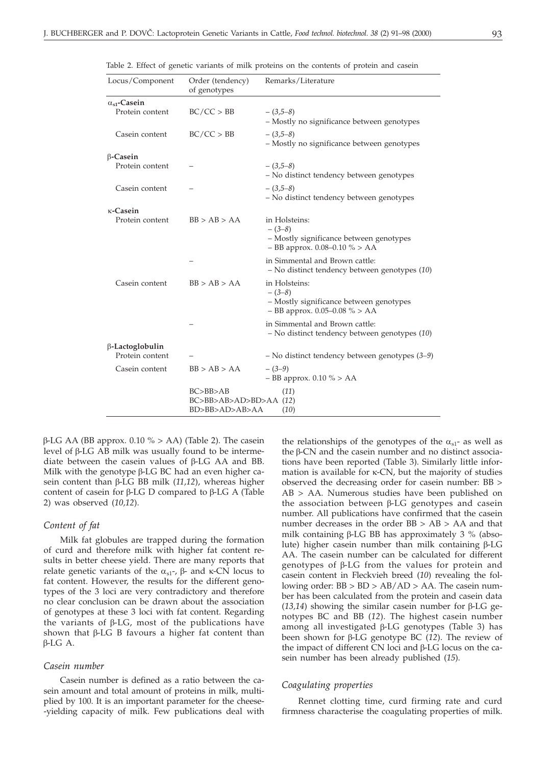Table 2. Effect of genetic variants of milk proteins on the contents of protein and casein

| Locus/Component | Order (tendency) of genotypes | Remarks/Literature |
|---|---|---|
| **$\alpha_{s1}$-Casein** | | |
| Protein content | BC/CC > BB | – (*3,5–8*)<br>– Mostly no significance between genotypes |
| Casein content | BC/CC > BB | – (*3,5–8*)<br>– Mostly no significance between genotypes |
| **β-Casein** | | |
| Protein content | – | – (*3,5–8*)<br>– No distinct tendency between genotypes |
| Casein content | – | – (*3,5–8*)<br>– No distinct tendency between genotypes |
| **κ-Casein** | | |
| Protein content | BB > AB > AA | in Holsteins:<br>– (*3–8*)<br>– Mostly significance between genotypes<br>– BB approx. 0.08–0.10 % > AA |
| | – | in Simmental and Brown cattle:<br>– No distinct tendency between genotypes (*10*) |
| Casein content | BB > AB > AA | in Holsteins:<br>– (*3–8*)<br>– Mostly significance between genotypes<br>– BB approx. 0.05–0.08 % > AA |
| | – | in Simmental and Brown cattle:<br>– No distinct tendency between genotypes (*10*) |
| **β-Lactoglobulin** | | |
| Protein content | – | – No distinct tendency between genotypes (*3–9*) |
| Casein content | BB > AB > AA | – (*3–9*)<br>– BB approx. 0.10 % > AA |
| | BC>BB>AB | (*11*) |
| | BC>BB>AB>AD>BD>AA | (*12*) |
| | BD>BB>AD>AB>AA | (*10*) |

β-LG AA (BB approx. 0.10 % > AA) (Table 2). The casein level of β-LG AB milk was usually found to be intermediate between the casein values of β-LG AA and BB. Milk with the genotype β-LG BC had an even higher casein content than β-LG BB milk (*11,12*), whereas higher content of casein for β-LG D compared to β-LG A (Table 2) was observed (*10,12*).

### *Content of fat*

Milk fat globules are trapped during the formation of curd and therefore milk with higher fat content results in better cheese yield. There are many reports that relate genetic variants of the $\alpha_{s1}$-, β- and κ-CN locus to fat content. However, the results for the different genotypes of the 3 loci are very contradictory and therefore no clear conclusion can be drawn about the association of genotypes at these 3 loci with fat content. Regarding the variants of β-LG, most of the publications have shown that β-LG B favours a higher fat content than β-LG A.

### *Casein number*

Casein number is defined as a ratio between the casein amount and total amount of proteins in milk, multiplied by 100. It is an important parameter for the cheese-yielding capacity of milk. Few publications deal with the relationships of the genotypes of the $\alpha_{s1}$- as well as the β-CN and the casein number and no distinct associations have been reported (Table 3). Similarly little information is available for κ-CN, but the majority of studies observed the decreasing order for casein number: BB > AB > AA. Numerous studies have been published on the association between β-LG genotypes and casein number. All publications have confirmed that the casein number decreases in the order BB > AB > AA and that milk containing β-LG BB has approximately 3 % (absolute) higher casein number than milk containing β-LG AA. The casein number can be calculated for different genotypes of β-LG from the values for protein and casein content in Fleckvieh breed (*10*) revealing the following order: BB > BD > AB/AD > AA. The casein number has been calculated from the protein and casein data (*13,14*) showing the similar casein number for β-LG genotypes BC and BB (*12*). The highest casein number among all investigated β-LG genotypes (Table 3) has been shown for β-LG genotype BC (*12*). The review of the impact of different CN loci and β-LG locus on the casein number has been already published (*15*).

### *Coagulating properties*

Rennet clotting time, curd firming rate and curd firmness characterise the coagulating properties of milk.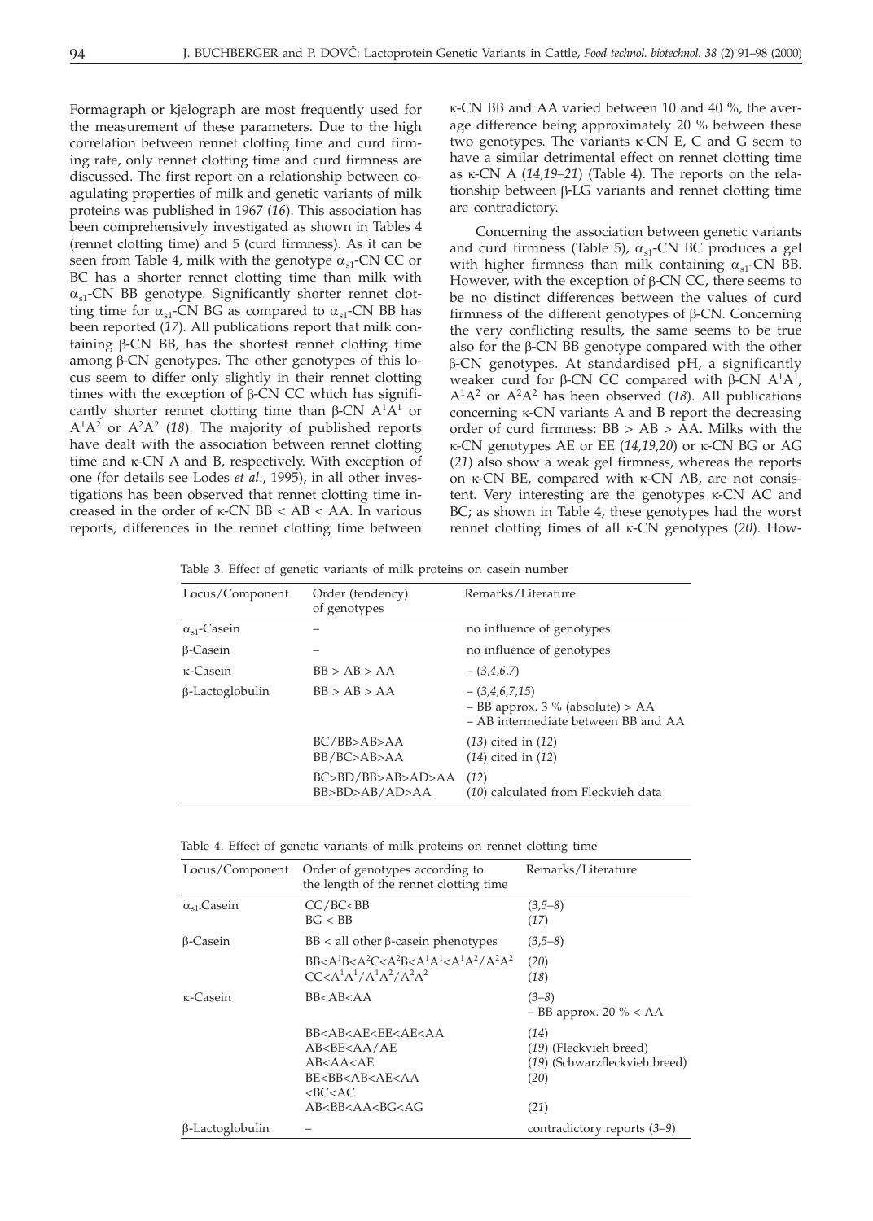Formagraph or kjelograph are most frequently used for the measurement of these parameters. Due to the high correlation between rennet clotting time and curd firming rate, only rennet clotting time and curd firmness are discussed. The first report on a relationship between coagulating properties of milk and genetic variants of milk proteins was published in 1967 (*16*). This association has been comprehensively investigated as shown in Tables 4 (rennet clotting time) and 5 (curd firmness). As it can be seen from Table 4, milk with the genotype $\alpha_{s1}$-CN CC or BC has a shorter rennet clotting time than milk with $\alpha_{s1}$-CN BB genotype. Significantly shorter rennet clotting time for $\alpha_{s1}$-CN BG as compared to $\alpha_{s1}$-CN BB has been reported (*17*). All publications report that milk containing β-CN BB, has the shortest rennet clotting time among β-CN genotypes. The other genotypes of this locus seem to differ only slightly in their rennet clotting times with the exception of β-CN CC which has significantly shorter rennet clotting time than β-CN $A^1A^1$ or $A^1A^2$ or $A^2A^2$ (*18*). The majority of published reports have dealt with the association between rennet clotting time and κ-CN A and B, respectively. With exception of one (for details see Lodes *et al.*, 1995), in all other investigations has been observed that rennet clotting time increased in the order of κ-CN BB < AB < AA. In various reports, differences in the rennet clotting time between κ-CN BB and AA varied between 10 and 40 %, the average difference being approximately 20 % between these two genotypes. The variants κ-CN E, C and G seem to have a similar detrimental effect on rennet clotting time as κ-CN A (*14,19–21*) (Table 4). The reports on the relationship between β-LG variants and rennet clotting time are contradictory.

Concerning the association between genetic variants and curd firmness (Table 5), $\alpha_{s1}$-CN BC produces a gel with higher firmness than milk containing $\alpha_{s1}$-CN BB. However, with the exception of β-CN CC, there seems to be no distinct differences between the values of curd firmness of the different genotypes of β-CN. Concerning the very conflicting results, the same seems to be true also for the β-CN BB genotype compared with the other β-CN genotypes. At standardised pH, a significantly weaker curd for β-CN CC compared with β-CN $A^1A^1$, $A^1A^2$ or $A^2A^2$ has been observed (*18*). All publications concerning κ-CN variants A and B report the decreasing order of curd firmness: BB > AB > AA. Milks with the κ-CN genotypes AE or EE (*14,19,20*) or κ-CN BG or AG (*21*) also show a weak gel firmness, whereas the reports on κ-CN BE, compared with κ-CN AB, are not consistent. Very interesting are the genotypes κ-CN AC and BC; as shown in Table 4, these genotypes had the worst rennet clotting times of all κ-CN genotypes (*20*). How-

Table 3. Effect of genetic variants of milk proteins on casein number

| Locus/Component | Order (tendency) of genotypes | Remarks/Literature |
|---|---|---|
| $\alpha_{s1}$-Casein | – | no influence of genotypes |
| β-Casein | – | no influence of genotypes |
| κ-Casein | BB > AB > AA | – (*3,4,6,7*) |
| β-Lactoglobulin | BB > AB > AA | – (*3,4,6,7,15*)<br>– BB approx. 3 % (absolute) > AA<br>– AB intermediate between BB and AA |
| | BC/BB>AB>AA<br>BB/BC>AB>AA | (*13*) cited in (*12*)<br>(*14*) cited in (*12*) |
| | BC>BD/BB>AB>AD>AA<br>BB>BD>AB/AD>AA | (*12*)<br>(*10*) calculated from Fleckvieh data |

Table 4. Effect of genetic variants of milk proteins on rennet clotting time

| Locus/Component | Order of genotypes according to the length of the rennet clotting time | Remarks/Literature |
|---|---|---|
| $\alpha_{s1}$-Casein | CC/BC<BB<br>BG < BB | (*3,5–8*)<br>(*17*) |
| β-Casein | BB < all other β-casein phenotypes<br>BB<$A^1$B<$A^2$C<$A^2$B<$A^1A^1$<$A^1A^2$/$A^2A^2$<br>CC<$A^1A^1$/$A^1A^2$/$A^2A^2$ | (*3,5–8*)<br>(*20*)<br>(*18*) |
| κ-Casein | BB<AB<AA | (*3–8*)<br>– BB approx. 20 % < AA |
| | BB<AB<AE<EE<AE<AA<br>AB<BE<AA/AE<br>AB<AA<AE<br>BE<BB<AB<AE<AA<br><BC<AC<br>AB<BB<AA<BG<AG | (*14*)<br>(*19*) (Fleckvieh breed)<br>(*19*) (Schwarzfleckvieh breed)<br>(*20*)<br><br>(*21*) |
| β-Lactoglobulin | – | contradictory reports (*3–9*) |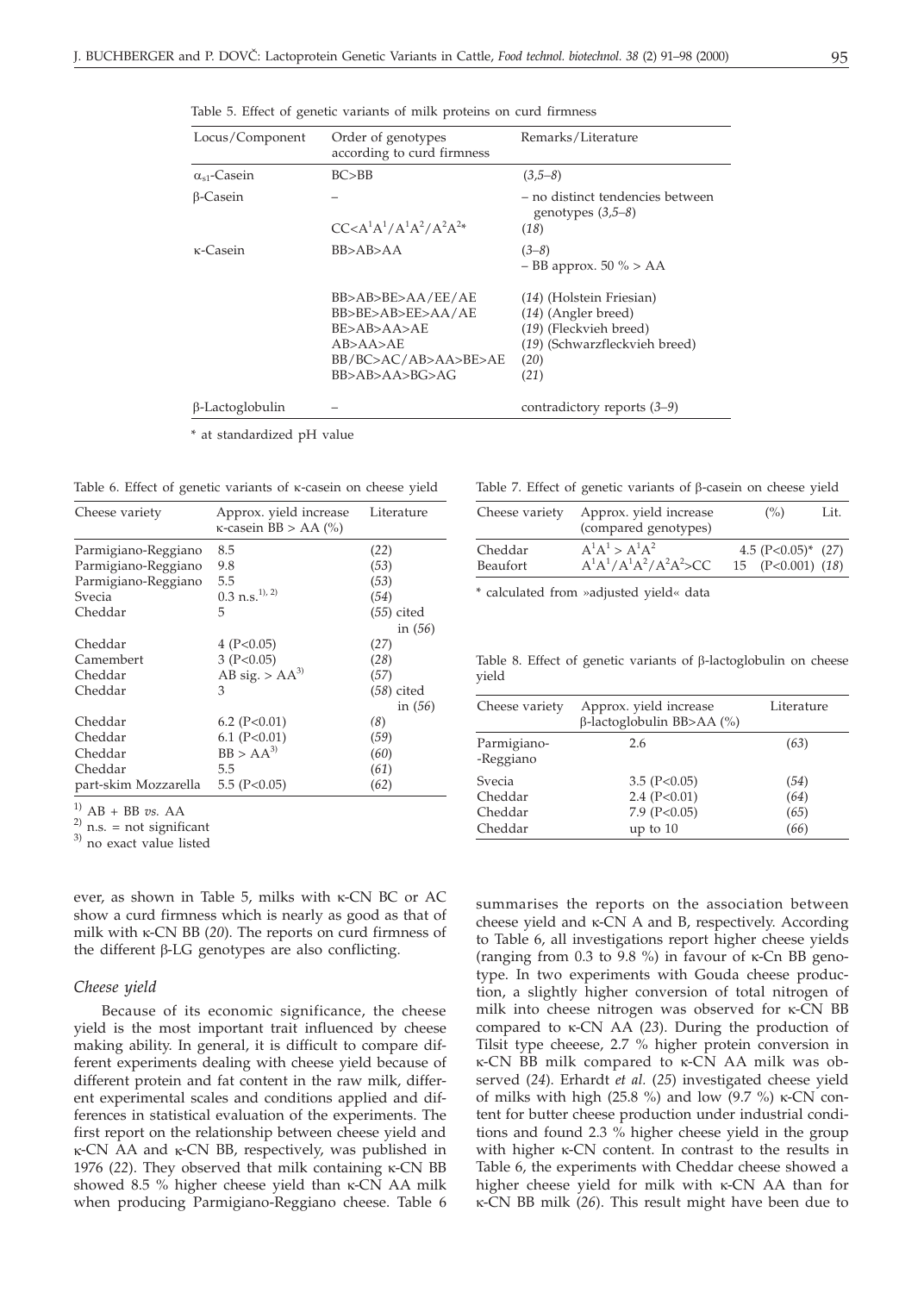Table 5. Effect of genetic variants of milk proteins on curd firmness

| Locus/Component | Order of genotypes according to curd firmness | Remarks/Literature |
|---|---|---|
| $\alpha_{s1}$-Casein | BC>BB | (*3,5–8*) |
| β-Casein | – | – no distinct tendencies between genotypes (*3,5–8*) |
| | $CC<A^1A^1/A^1A^2/A^2A^{2*}$ | (*18*) |
| κ-Casein | BB>AB>AA | (*3–8*) |
| | | – BB approx. 50 % > AA |
| | BB>AB>BE>AA/EE/AE | (*14*) (Holstein Friesian) |
| | BB>BE>AB>EE>AA/AE | (*14*) (Angler breed) |
| | BE>AB>AA>AE | (*19*) (Fleckvieh breed) |
| | AB>AA>AE | (*19*) (Schwarzfleckvieh breed) |
| | BB/BC>AC/AB>AA>BE>AE | (*20*) |
| | BB>AB>AA>BG>AG | (*21*) |
| β-Lactoglobulin | – | contradictory reports (*3–9*) |

\* at standardized pH value

Table 6. Effect of genetic variants of κ-casein on cheese yield

| Cheese variety | Approx. yield increase κ-casein BB > AA (%) | Literature |
|---|---|---|
| Parmigiano-Reggiano | 8.5 | (*22*) |
| Parmigiano-Reggiano | 9.8 | (*53*) |
| Parmigiano-Reggiano | 5.5 | (*53*) |
| Svecia | 0.3 n.s.[1), 2)] | (*54*) |
| Cheddar | 5 | (*55*) cited in (*56*) |
| Cheddar | 4 ($P<0.05$) | (*27*) |
| Camembert | 3 ($P<0.05$) | (*28*) |
| Cheddar | AB sig. > AA[3)] | (*57*) |
| Cheddar | 3 | (*58*) cited in (*56*) |
| Cheddar | 6.2 ($P<0.01$) | (*8*) |
| Cheddar | 6.1 ($P<0.01$) | (*59*) |
| Cheddar | BB > AA[3)] | (*60*) |
| Cheddar | 5.5 | (*61*) |
| part-skim Mozzarella | 5.5 ($P<0.05$) | (*62*) |

[1)] AB + BB *vs.* AA
[2)] n.s. = not significant
[3)] no exact value listed

Table 7. Effect of genetic variants of β-casein on cheese yield

| Cheese variety | Approx. yield increase (compared genotypes) | (%) | Lit. |
|---|---|---|---|
| Cheddar | $A^1A^1 > A^1A^2$ | 4.5 ($P<0.05$)* | (*27*) |
| Beaufort | $A^1A^1/A^1A^2/A^2A^2$>CC | 15 ($P<0.001$) | (*18*) |

\* calculated from »adjusted yield« data

Table 8. Effect of genetic variants of β-lactoglobulin on cheese yield

| Cheese variety | Approx. yield increase β-lactoglobulin BB>AA (%) | Literature |
|---|---|---|
| Parmigiano-Reggiano | 2.6 | (*63*) |
| Svecia | 3.5 ($P<0.05$) | (*54*) |
| Cheddar | 2.4 ($P<0.01$) | (*64*) |
| Cheddar | 7.9 ($P<0.05$) | (*65*) |
| Cheddar | up to 10 | (*66*) |

ever, as shown in Table 5, milks with κ-CN BC or AC show a curd firmness which is nearly as good as that of milk with κ-CN BB (*20*). The reports on curd firmness of the different β-LG genotypes are also conflicting.

### *Cheese yield*

Because of its economic significance, the cheese yield is the most important trait influenced by cheese making ability. In general, it is difficult to compare different experiments dealing with cheese yield because of different protein and fat content in the raw milk, different experimental scales and conditions applied and differences in statistical evaluation of the experiments. The first report on the relationship between cheese yield and κ-CN AA and κ-CN BB, respectively, was published in 1976 (*22*). They observed that milk containing κ-CN BB showed 8.5 % higher cheese yield than κ-CN AA milk when producing Parmigiano-Reggiano cheese. Table 6 summarises the reports on the association between cheese yield and κ-CN A and B, respectively. According to Table 6, all investigations report higher cheese yields (ranging from 0.3 to 9.8 %) in favour of κ-Cn BB genotype. In two experiments with Gouda cheese production, a slightly higher conversion of total nitrogen of milk into cheese nitrogen was observed for κ-CN BB compared to κ-CN AA (*23*). During the production of Tilsit type cheeese, 2.7 % higher protein conversion in κ-CN BB milk compared to κ-CN AA milk was observed (*24*). Erhardt *et al.* (*25*) investigated cheese yield of milks with high (25.8 %) and low (9.7 %) κ-CN content for butter cheese production under industrial conditions and found 2.3 % higher cheese yield in the group with higher κ-CN content. In contrast to the results in Table 6, the experiments with Cheddar cheese showed a higher cheese yield for milk with κ-CN AA than for κ-CN BB milk (*26*). This result might have been due to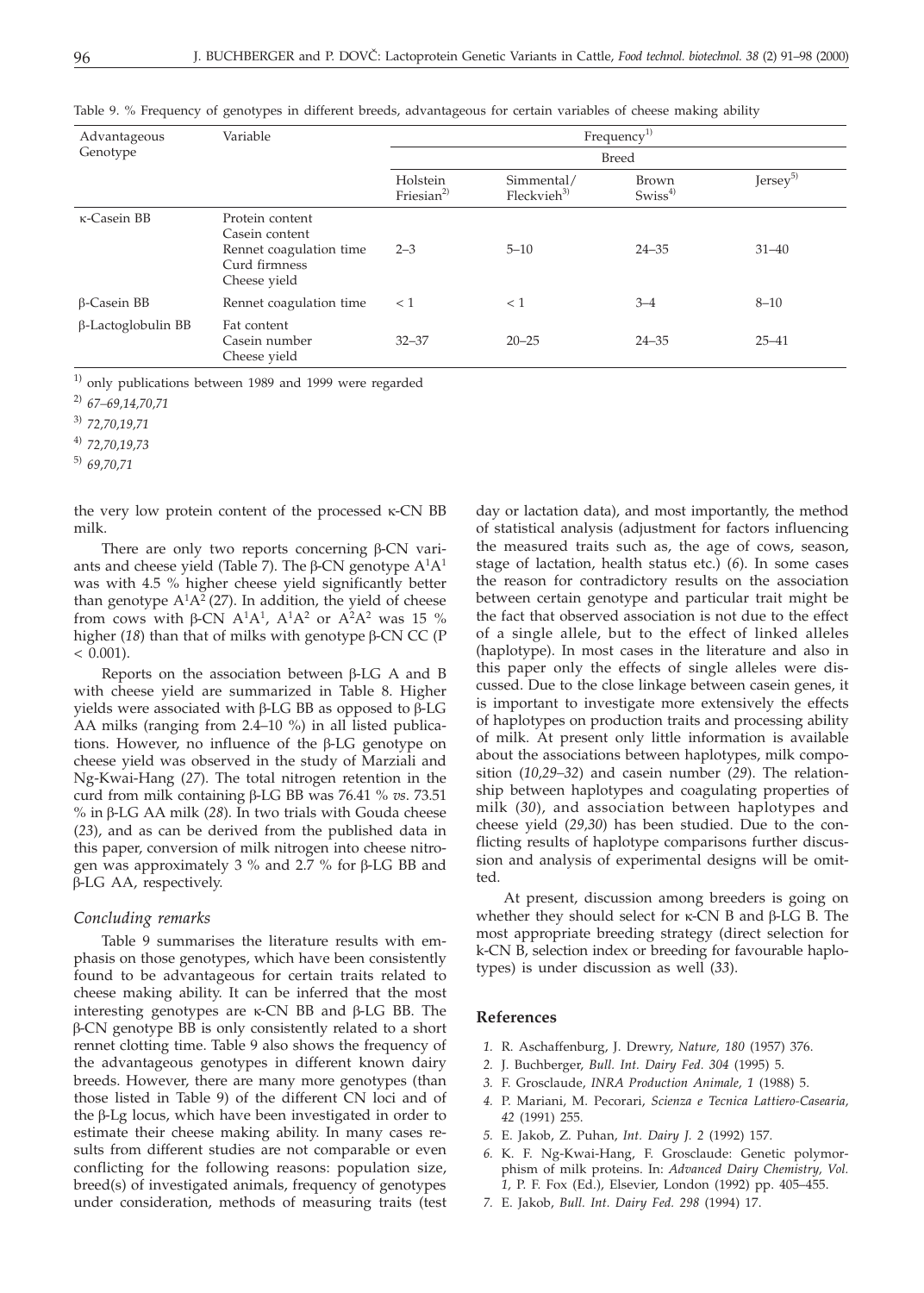Table 9. % Frequency of genotypes in different breeds, advantageous for certain variables of cheese making ability

| Advantageous Genotype | Variable | Frequency[1] | | | |
|---|---|---|---|---|---|
| | | Breed | | | |
| | | Holstein Friesian[2] | Simmental/ Fleckvieh[3] | Brown Swiss[4] | Jersey[5] |
| κ-Casein BB | Protein content<br>Casein content<br>Rennet coagulation time<br>Curd firmness<br>Cheese yield | 2–3 | 5–10 | 24–35 | 31–40 |
| β-Casein BB | Rennet coagulation time | < 1 | < 1 | 3–4 | 8–10 |
| β-Lactoglobulin BB | Fat content<br>Casein number<br>Cheese yield | 32–37 | 20–25 | 24–35 | 25–41 |

[1] only publications between 1989 and 1999 were regarded

[2] *67–69,14,70,71*

[3] *72,70,19,71*

[4] *72,70,19,73*

[5] *69,70,71*

the very low protein content of the processed κ-CN BB milk.

There are only two reports concerning β-CN variants and cheese yield (Table 7). The β-CN genotype $A^1A^1$ was with 4.5 % higher cheese yield significantly better than genotype $A^1A^2$ (27). In addition, the yield of cheese from cows with β-CN $A^1A^1$, $A^1A^2$ or $A^2A^2$ was 15 % higher (*18*) than that of milks with genotype β-CN CC ($P < 0.001$).

Reports on the association between β-LG A and B with cheese yield are summarized in Table 8. Higher yields were associated with β-LG BB as opposed to β-LG AA milks (ranging from 2.4–10 %) in all listed publications. However, no influence of the β-LG genotype on cheese yield was observed in the study of Marziali and Ng-Kwai-Hang (*27*). The total nitrogen retention in the curd from milk containing β-LG BB was 76.41 % *vs.* 73.51 % in β-LG AA milk (*28*). In two trials with Gouda cheese (*23*), and as can be derived from the published data in this paper, conversion of milk nitrogen into cheese nitrogen was approximately 3 % and 2.7 % for β-LG BB and β-LG AA, respectively.

### *Concluding remarks*

Table 9 summarises the literature results with emphasis on those genotypes, which have been consistently found to be advantageous for certain traits related to cheese making ability. It can be inferred that the most interesting genotypes are κ-CN BB and β-LG BB. The β-CN genotype BB is only consistently related to a short rennet clotting time. Table 9 also shows the frequency of the advantageous genotypes in different known dairy breeds. However, there are many more genotypes (than those listed in Table 9) of the different CN loci and of the β-Lg locus, which have been investigated in order to estimate their cheese making ability. In many cases results from different studies are not comparable or even conflicting for the following reasons: population size, breed(s) of investigated animals, frequency of genotypes under consideration, methods of measuring traits (test day or lactation data), and most importantly, the method of statistical analysis (adjustment for factors influencing the measured traits such as, the age of cows, season, stage of lactation, health status etc.) (*6*). In some cases the reason for contradictory results on the association between certain genotype and particular trait might be the fact that observed association is not due to the effect of a single allele, but to the effect of linked alleles (haplotype). In most cases in the literature and also in this paper only the effects of single alleles were discussed. Due to the close linkage between casein genes, it is important to investigate more extensively the effects of haplotypes on production traits and processing ability of milk. At present only little information is available about the associations between haplotypes, milk composition (*10,29–32*) and casein number (*29*). The relationship between haplotypes and coagulating properties of milk (*30*), and association between haplotypes and cheese yield (*29,30*) has been studied. Due to the conflicting results of haplotype comparisons further discussion and analysis of experimental designs will be omitted.

At present, discussion among breeders is going on whether they should select for κ-CN B and β-LG B. The most appropriate breeding strategy (direct selection for k-CN B, selection index or breeding for favourable haplotypes) is under discussion as well (*33*).

## References

1. R. Aschaffenburg, J. Drewry, *Nature, 180* (1957) 376.
2. J. Buchberger, *Bull. Int. Dairy Fed. 304* (1995) 5.
3. F. Grosclaude, *INRA Production Animale, 1* (1988) 5.
4. P. Mariani, M. Pecorari, *Scienza e Tecnica Lattiero-Casearia, 42* (1991) 255.
5. E. Jakob, Z. Puhan, *Int. Dairy J. 2* (1992) 157.
6. K. F. Ng-Kwai-Hang, F. Grosclaude: Genetic polymorphism of milk proteins. In: *Advanced Dairy Chemistry, Vol. 1,* P. F. Fox (Ed.), Elsevier, London (1992) pp. 405–455.
7. E. Jakob, *Bull. Int. Dairy Fed. 298* (1994) 17.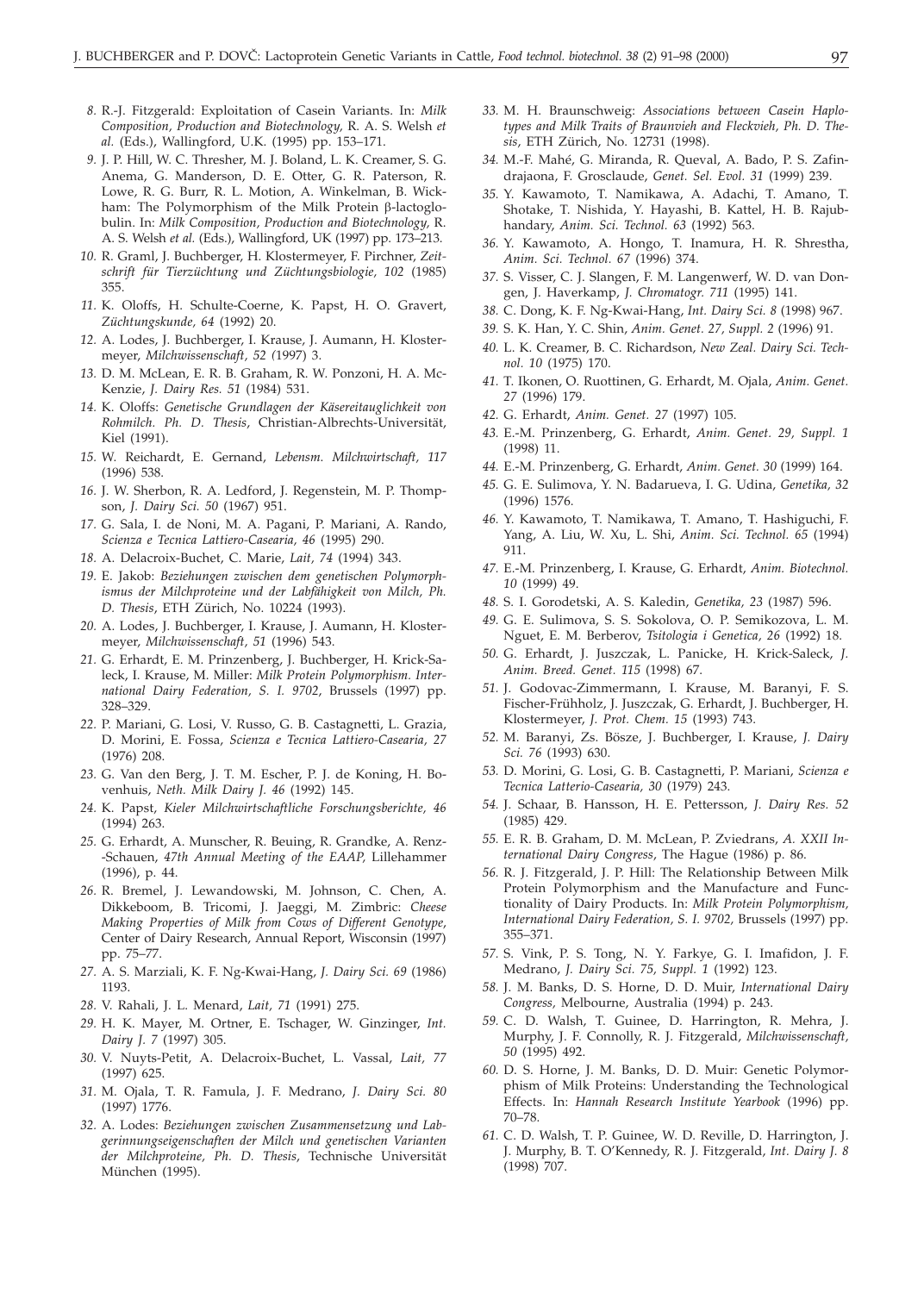8. R.-J. Fitzgerald: Exploitation of Casein Variants. In: *Milk Composition, Production and Biotechnology*, R. A. S. Welsh *et al.* (Eds.), Wallingford, U.K. (1995) pp. 153–171.

9. J. P. Hill, W. C. Thresher, M. J. Boland, L. K. Creamer, S. G. Anema, G. Manderson, D. E. Otter, G. R. Paterson, R. Lowe, R. G. Burr, R. L. Motion, A. Winkelman, B. Wickham: The Polymorphism of the Milk Protein β-lactoglobulin. In: *Milk Composition, Production and Biotechnology*, R. A. S. Welsh *et al.* (Eds.), Wallingford, UK (1997) pp. 173–213.

10. R. Graml, J. Buchberger, H. Klostermeyer, F. Pirchner, *Zeitschrift für Tierzüchtung und Züchtungsbiologie, 102* (1985) 355.

11. K. Oloffs, H. Schulte-Coerne, K. Papst, H. O. Gravert, *Züchtungskunde, 64* (1992) 20.

12. A. Lodes, J. Buchberger, I. Krause, J. Aumann, H. Klostermeyer, *Milchwissenschaft, 52 (*1997) 3.

13. D. M. McLean, E. R. B. Graham, R. W. Ponzoni, H. A. McKenzie, *J. Dairy Res. 51* (1984) 531.

14. K. Oloffs: *Genetische Grundlagen der Käsereitauglichkeit von Rohmilch. Ph. D. Thesis*, Christian-Albrechts-Universität, Kiel (1991).

15. W. Reichardt, E. Gernand, *Lebensm. Milchwirtschaft, 117* (1996) 538.

16. J. W. Sherbon, R. A. Ledford, J. Regenstein, M. P. Thompson, *J. Dairy Sci. 50* (1967) 951.

17. G. Sala, I. de Noni, M. A. Pagani, P. Mariani, A. Rando, *Scienza e Tecnica Lattiero-Casearia, 46* (1995) 290.

18. A. Delacroix-Buchet, C. Marie, *Lait, 74* (1994) 343.

19. E. Jakob: *Beziehungen zwischen dem genetischen Polymorphismus der Milchproteine und der Labfähigkeit von Milch, Ph. D. Thesis*, ETH Zürich, No. 10224 (1993).

20. A. Lodes, J. Buchberger, I. Krause, J. Aumann, H. Klostermeyer, *Milchwissenschaft, 51* (1996) 543.

21. G. Erhardt, E. M. Prinzenberg, J. Buchberger, H. Krick-Saleck, I. Krause, M. Miller: *Milk Protein Polymorphism. International Dairy Federation, S. I. 9702*, Brussels (1997) pp. 328–329.

22. P. Mariani, G. Losi, V. Russo, G. B. Castagnetti, L. Grazia, D. Morini, E. Fossa, *Scienza e Tecnica Lattiero-Casearia, 27* (1976) 208.

23. G. Van den Berg, J. T. M. Escher, P. J. de Koning, H. Bovenhuis, *Neth. Milk Dairy J. 46* (1992) 145.

24. K. Papst, *Kieler Milchwirtschaftliche Forschungsberichte, 46* (1994) 263.

25. G. Erhardt, A. Munscher, R. Beuing, R. Grandke, A. Renz-Schauen, *47th Annual Meeting of the EAAP*, Lillehammer (1996), p. 44.

26. R. Bremel, J. Lewandowski, M. Johnson, C. Chen, A. Dikkeboom, B. Tricomi, J. Jaeggi, M. Zimbric: *Cheese Making Properties of Milk from Cows of Different Genotype*, Center of Dairy Research, Annual Report, Wisconsin (1997) pp. 75–77.

27. A. S. Marziali, K. F. Ng-Kwai-Hang, *J. Dairy Sci. 69* (1986) 1193.

28. V. Rahali, J. L. Menard, *Lait, 71* (1991) 275.

29. H. K. Mayer, M. Ortner, E. Tschager, W. Ginzinger, *Int. Dairy J. 7* (1997) 305.

30. V. Nuyts-Petit, A. Delacroix-Buchet, L. Vassal, *Lait, 77* (1997) 625.

31. M. Ojala, T. R. Famula, J. F. Medrano, *J. Dairy Sci. 80* (1997) 1776.

32. A. Lodes: *Beziehungen zwischen Zusammensetzung und Labgerinnungseigenschaften der Milch und genetischen Varianten der Milchproteine, Ph. D. Thesis*, Technische Universität München (1995).

33. M. H. Braunschweig: *Associations between Casein Haplotypes and Milk Traits of Braunvieh and Fleckvieh, Ph. D. Thesis*, ETH Zürich, No. 12731 (1998).

34. M.-F. Mahé, G. Miranda, R. Queval, A. Bado, P. S. Zafindrajaona, F. Grosclaude, *Genet. Sel. Evol. 31* (1999) 239.

35. Y. Kawamoto, T. Namikawa, A. Adachi, T. Amano, T. Shotake, T. Nishida, Y. Hayashi, B. Kattel, H. B. Rajubhandary, *Anim. Sci. Technol. 63* (1992) 563.

36. Y. Kawamoto, A. Hongo, T. Inamura, H. R. Shrestha, *Anim. Sci. Technol. 67* (1996) 374.

37. S. Visser, C. J. Slangen, F. M. Langenwerf, W. D. van Dongen, J. Haverkamp, *J. Chromatogr. 711* (1995) 141.

38. C. Dong, K. F. Ng-Kwai-Hang, *Int. Dairy Sci. 8* (1998) 967.

39. S. K. Han, Y. C. Shin, *Anim. Genet. 27, Suppl. 2* (1996) 91.

40. L. K. Creamer, B. C. Richardson, *New Zeal. Dairy Sci. Technol. 10* (1975) 170.

41. T. Ikonen, O. Ruottinen, G. Erhardt, M. Ojala, *Anim. Genet. 27* (1996) 179.

42. G. Erhardt, *Anim. Genet. 27* (1997) 105.

43. E.-M. Prinzenberg, G. Erhardt, *Anim. Genet. 29, Suppl. 1* (1998) 11.

44. E.-M. Prinzenberg, G. Erhardt, *Anim. Genet. 30* (1999) 164.

45. G. E. Sulimova, Y. N. Badarueva, I. G. Udina, *Genetika, 32* (1996) 1576.

46. Y. Kawamoto, T. Namikawa, T. Amano, T. Hashiguchi, F. Yang, A. Liu, W. Xu, L. Shi, *Anim. Sci. Technol. 65* (1994) 911.

47. E.-M. Prinzenberg, I. Krause, G. Erhardt, *Anim. Biotechnol. 10* (1999) 49.

48. S. I. Gorodetski, A. S. Kaledin, *Genetika, 23* (1987) 596.

49. G. E. Sulimova, S. S. Sokolova, O. P. Semikozova, L. M. Nguet, E. M. Berberov, *Tsitologia i Genetica, 26* (1992) 18.

50. G. Erhardt, J. Juszczak, L. Panicke, H. Krick-Saleck, *J. Anim. Breed. Genet. 115* (1998) 67.

51. J. Godovac-Zimmermann, I. Krause, M. Baranyi, F. S. Fischer-Frühholz, J. Juszczak, G. Erhardt, J. Buchberger, H. Klostermeyer, *J. Prot. Chem. 15* (1993) 743.

52. M. Baranyi, Zs. Bösze, J. Buchberger, I. Krause, *J. Dairy Sci. 76* (1993) 630.

53. D. Morini, G. Losi, G. B. Castagnetti, P. Mariani, *Scienza e Tecnica Latterio-Casearia, 30* (1979) 243.

54. J. Schaar, B. Hansson, H. E. Pettersson, *J. Dairy Res. 52* (1985) 429.

55. E. R. B. Graham, D. M. McLean, P. Zviedrans, *A. XXII International Dairy Congress*, The Hague (1986) p. 86.

56. R. J. Fitzgerald, J. P. Hill: The Relationship Between Milk Protein Polymorphism and the Manufacture and Functionality of Dairy Products. In: *Milk Protein Polymorphism, International Dairy Federation, S. I. 9702*, Brussels (1997) pp. 355–371.

57. S. Vink, P. S. Tong, N. Y. Farkye, G. I. Imafidon, J. F. Medrano, *J. Dairy Sci. 75, Suppl. 1* (1992) 123.

58. J. M. Banks, D. S. Horne, D. D. Muir, *International Dairy Congress*, Melbourne, Australia (1994) p. 243.

59. C. D. Walsh, T. Guinee, D. Harrington, R. Mehra, J. Murphy, J. F. Connolly, R. J. Fitzgerald, *Milchwissenschaft, 50* (1995) 492.

60. D. S. Horne, J. M. Banks, D. D. Muir: Genetic Polymorphism of Milk Proteins: Understanding the Technological Effects. In: *Hannah Research Institute Yearbook* (1996) pp. 70–78.

61. C. D. Walsh, T. P. Guinee, W. D. Reville, D. Harrington, J. J. Murphy, B. T. O'Kennedy, R. J. Fitzgerald, *Int. Dairy J. 8* (1998) 707.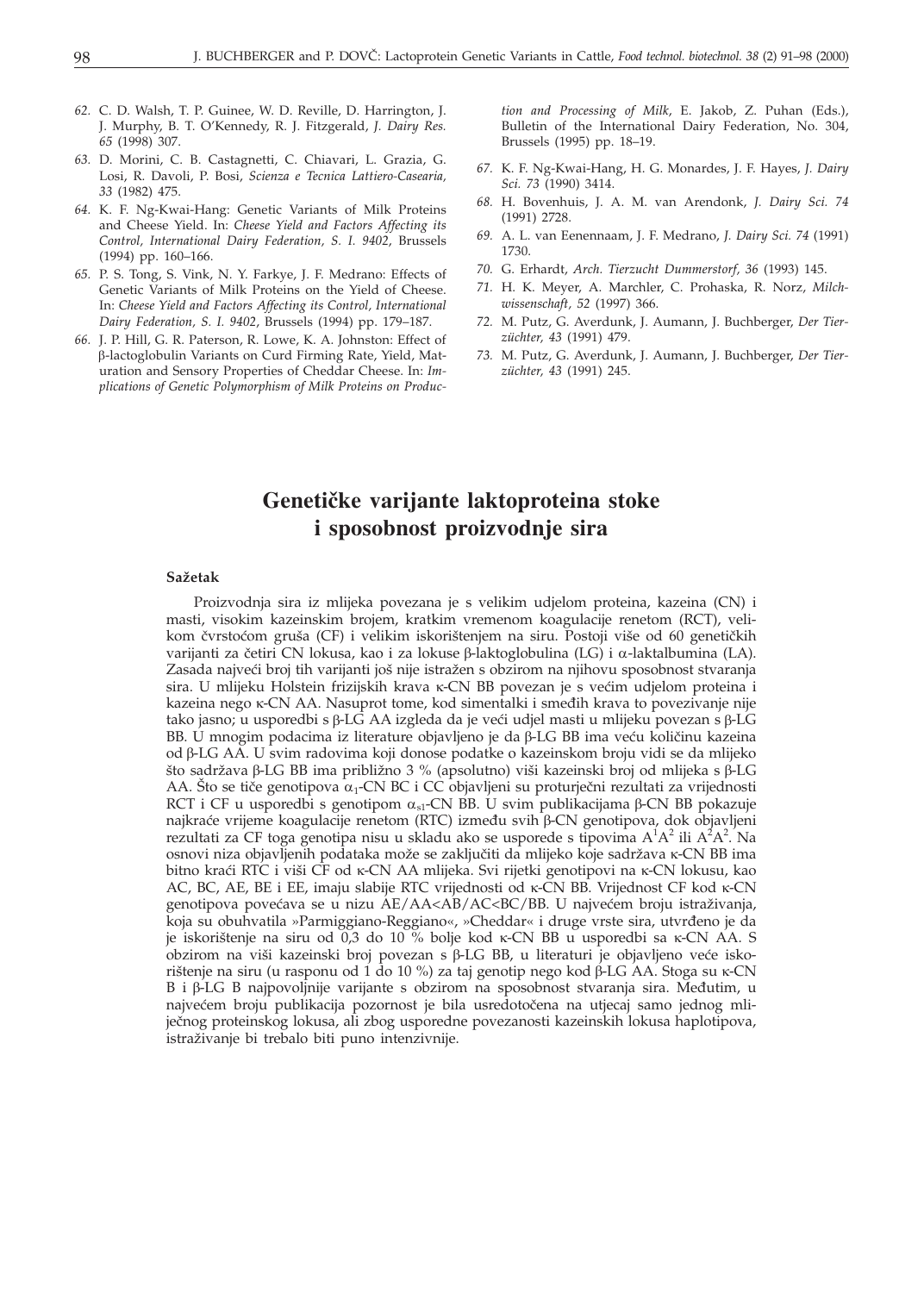62. C. D. Walsh, T. P. Guinee, W. D. Reville, D. Harrington, J. J. Murphy, B. T. O'Kennedy, R. J. Fitzgerald, *J. Dairy Res. 65* (1998) 307.

63. D. Morini, C. B. Castagnetti, C. Chiavari, L. Grazia, G. Losi, R. Davoli, P. Bosi, *Scienza e Tecnica Lattiero-Casearia, 33* (1982) 475.

64. K. F. Ng-Kwai-Hang: Genetic Variants of Milk Proteins and Cheese Yield. In: *Cheese Yield and Factors Affecting its Control, International Dairy Federation, S. I. 9402*, Brussels (1994) pp. 160–166.

65. P. S. Tong, S. Vink, N. Y. Farkye, J. F. Medrano: Effects of Genetic Variants of Milk Proteins on the Yield of Cheese. In: *Cheese Yield and Factors Affecting its Control, International Dairy Federation, S. I. 9402*, Brussels (1994) pp. 179–187.

66. J. P. Hill, G. R. Paterson, R. Lowe, K. A. Johnston: Effect of β-lactoglobulin Variants on Curd Firming Rate, Yield, Maturation and Sensory Properties of Cheddar Cheese. In: *Implications of Genetic Polymorphism of Milk Proteins on Production and Processing of Milk*, E. Jakob, Z. Puhan (Eds.), Bulletin of the International Dairy Federation, No. 304, Brussels (1995) pp. 18–19.

67. K. F. Ng-Kwai-Hang, H. G. Monardes, J. F. Hayes, *J. Dairy Sci. 73* (1990) 3414.

68. H. Bovenhuis, J. A. M. van Arendonk, *J. Dairy Sci. 74* (1991) 2728.

69. A. L. van Eenennaam, J. F. Medrano, *J. Dairy Sci. 74* (1991) 1730.

70. G. Erhardt, *Arch. Tierzucht Dummerstorf, 36* (1993) 145.

71. H. K. Meyer, A. Marchler, C. Prohaska, R. Norz, *Milchwissenschaft, 52* (1997) 366.

72. M. Putz, G. Averdunk, J. Aumann, J. Buchberger, *Der Tierzüchter, 43* (1991) 479.

73. M. Putz, G. Averdunk, J. Aumann, J. Buchberger, *Der Tierzüchter, 43* (1991) 245.

# Genetičke varijante laktoproteina stoke i sposobnost proizvodnje sira

#### Sažetak

Proizvodnja sira iz mlijeka povezana je s velikim udjelom proteina, kazeina (CN) i masti, visokim kazeinskim brojem, kratkim vremenom koagulacije renetom (RCT), velikom čvrstoćom gruša (CF) i velikim iskorištenjem na siru. Postoji više od 60 genetičkih varijanti za četiri CN lokusa, kao i za lokuse β-laktoglobulina (LG) i α-laktalbumina (LA). Zasada najveći broj tih varijanti još nije istražen s obzirom na njihovu sposobnost stvaranja sira. U mlijeku Holstein frizijskih krava κ-CN BB povezan je s većim udjelom proteina i kazeina nego κ-CN AA. Nasuprot tome, kod simentalki i smeđih krava to povezivanje nije tako jasno; u usporedbi s β-LG AA izgleda da je veći udjel masti u mlijeku povezan s β-LG BB. U mnogim podacima iz literature objavljeno je da β-LG BB ima veću količinu kazeina od β-LG AA. U svim radovima koji donose podatke o kazeinskom broju vidi se da mlijeko što sadržava β-LG BB ima približno 3 % (apsolutno) viši kazeinski broj od mlijeka s β-LG AA. Što se tiče genotipova $\alpha_1$-CN BC i CC objavljeni su proturječni rezultati za vrijednosti RCT i CF u usporedbi s genotipom $\alpha_{s1}$-CN BB. U svim publikacijama β-CN BB pokazuje najkraće vrijeme koagulacije renetom (RTC) između svih β-CN genotipova, dok objavljeni rezultati za CF toga genotipa nisu u skladu ako se usporede s tipovima $A^1A^2$ ili $A^2A^2$. Na osnovi niza objavljenih podataka može se zaključiti da mlijeko koje sadržava κ-CN BB ima bitno kraći RTC i viši CF od κ-CN AA mlijeka. Svi rijetki genotipovi na κ-CN lokusu, kao AC, BC, AE, BE i EE, imaju slabije RTC vrijednosti od κ-CN BB. Vrijednost CF kod κ-CN genotipova povećava se u nizu AE/AA<AB/AC<BC/BB. U najvećem broju istraživanja, koja su obuhvatila »Parmiggiano-Reggiano«, »Cheddar« i druge vrste sira, utvrđeno je da je iskorištenje na siru od 0,3 do 10 % bolje kod κ-CN BB u usporedbi sa κ-CN AA. S obzirom na viši kazeinski broj povezan s β-LG BB, u literaturi je objavljeno veće iskorištenje na siru (u rasponu od 1 do 10 %) za taj genotip nego kod β-LG AA. Stoga su κ-CN B i β-LG B najpovoljnije varijante s obzirom na sposobnost stvaranja sira. Međutim, u najvećem broju publikacija pozornost je bila usredotočena na utjecaj samo jednog mliječnog proteinskog lokusa, ali zbog usporedne povezanosti kazeinskih lokusa haplotipova, istraživanje bi trebalo biti puno intenzivnije.